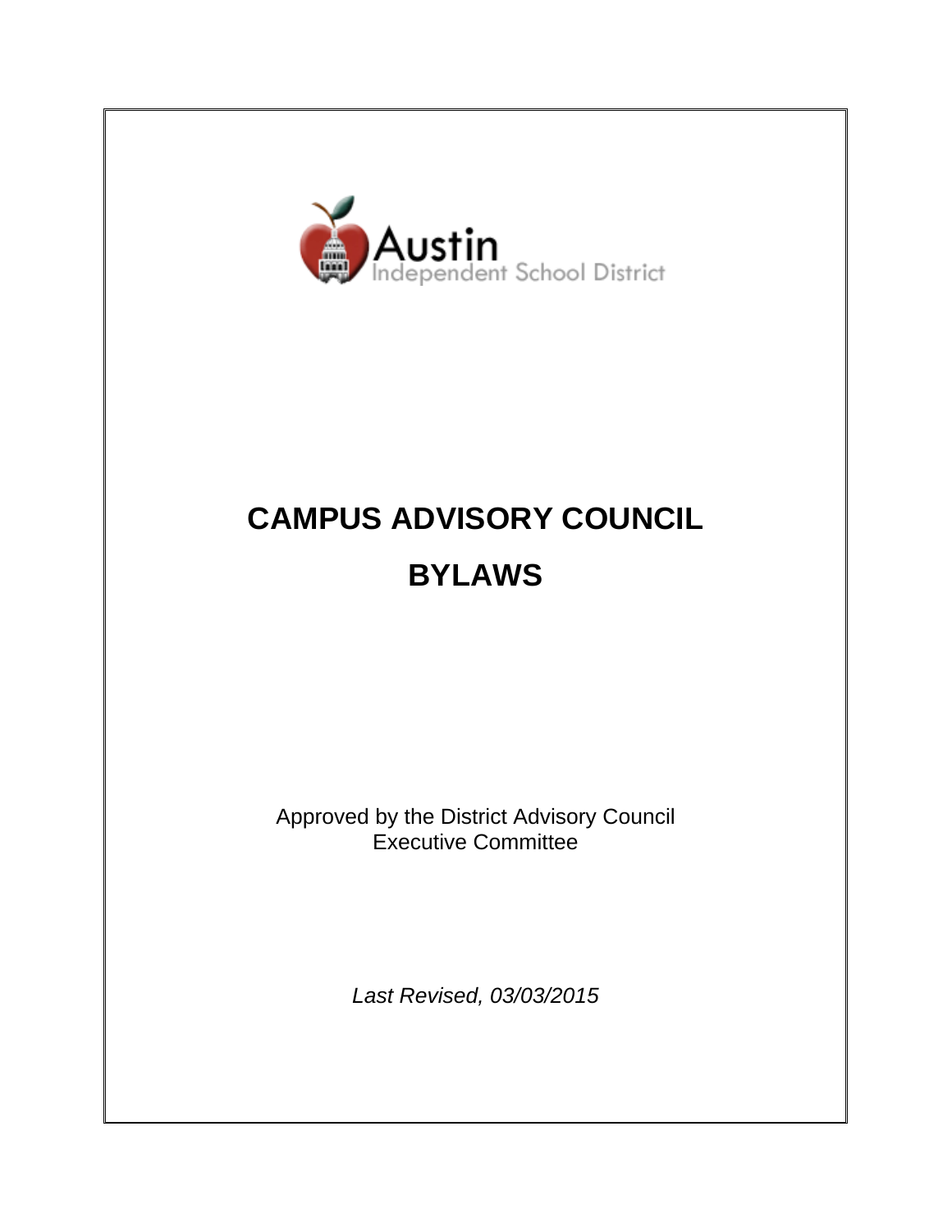Austin
Independent School District

# CAMPUS ADVISORY COUNCIL

# BYLAWS

Approved by the District Advisory Council
Executive Committee

*Last Revised, 03/03/2015*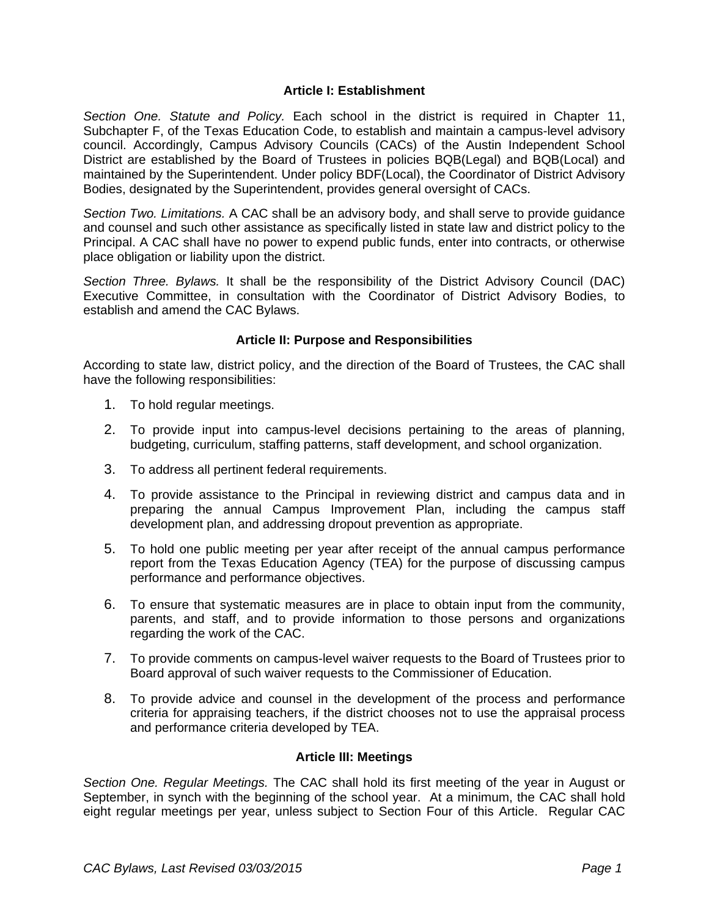## Article I: Establishment

*Section One. Statute and Policy.* Each school in the district is required in Chapter 11, Subchapter F, of the Texas Education Code, to establish and maintain a campus-level advisory council. Accordingly, Campus Advisory Councils (CACs) of the Austin Independent School District are established by the Board of Trustees in policies BQB(Legal) and BQB(Local) and maintained by the Superintendent. Under policy BDF(Local), the Coordinator of District Advisory Bodies, designated by the Superintendent, provides general oversight of CACs.

*Section Two. Limitations.* A CAC shall be an advisory body, and shall serve to provide guidance and counsel and such other assistance as specifically listed in state law and district policy to the Principal. A CAC shall have no power to expend public funds, enter into contracts, or otherwise place obligation or liability upon the district.

*Section Three. Bylaws.* It shall be the responsibility of the District Advisory Council (DAC) Executive Committee, in consultation with the Coordinator of District Advisory Bodies, to establish and amend the CAC Bylaws.

## Article II: Purpose and Responsibilities

According to state law, district policy, and the direction of the Board of Trustees, the CAC shall have the following responsibilities:

1. To hold regular meetings.
2. To provide input into campus-level decisions pertaining to the areas of planning, budgeting, curriculum, staffing patterns, staff development, and school organization.
3. To address all pertinent federal requirements.
4. To provide assistance to the Principal in reviewing district and campus data and in preparing the annual Campus Improvement Plan, including the campus staff development plan, and addressing dropout prevention as appropriate.
5. To hold one public meeting per year after receipt of the annual campus performance report from the Texas Education Agency (TEA) for the purpose of discussing campus performance and performance objectives.
6. To ensure that systematic measures are in place to obtain input from the community, parents, and staff, and to provide information to those persons and organizations regarding the work of the CAC.
7. To provide comments on campus-level waiver requests to the Board of Trustees prior to Board approval of such waiver requests to the Commissioner of Education.
8. To provide advice and counsel in the development of the process and performance criteria for appraising teachers, if the district chooses not to use the appraisal process and performance criteria developed by TEA.

## Article III: Meetings

*Section One. Regular Meetings.* The CAC shall hold its first meeting of the year in August or September, in synch with the beginning of the school year. At a minimum, the CAC shall hold eight regular meetings per year, unless subject to Section Four of this Article. Regular CAC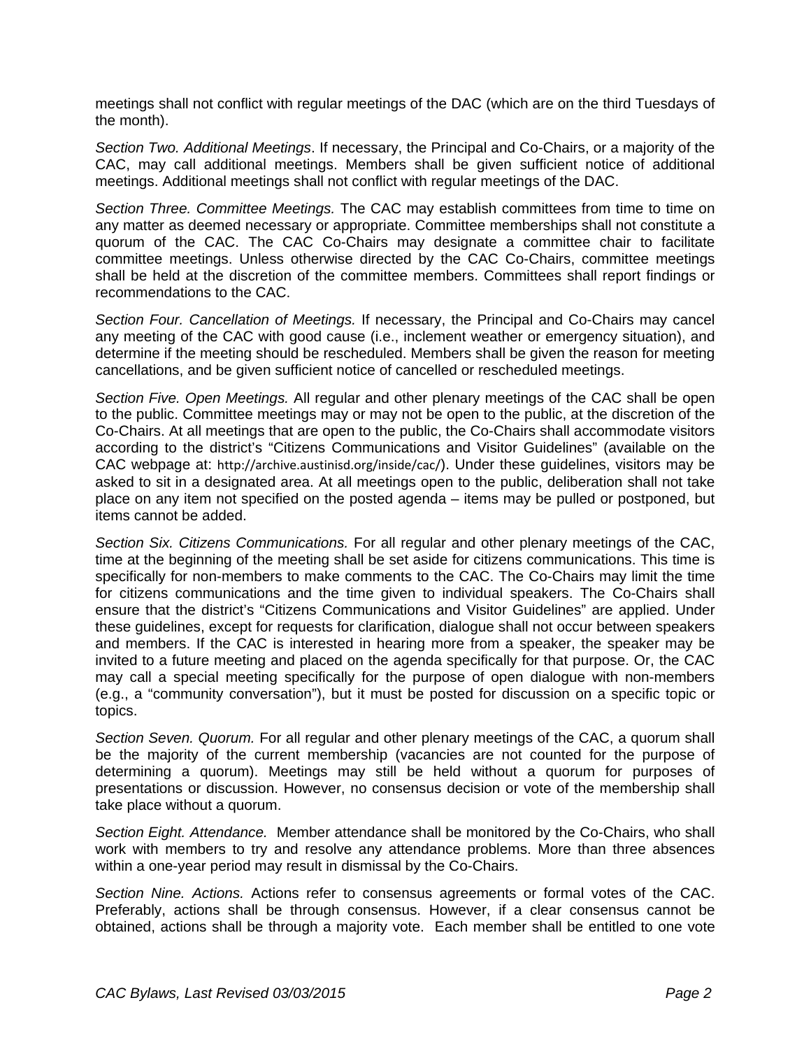meetings shall not conflict with regular meetings of the DAC (which are on the third Tuesdays of the month).

*Section Two. Additional Meetings*. If necessary, the Principal and Co-Chairs, or a majority of the CAC, may call additional meetings. Members shall be given sufficient notice of additional meetings. Additional meetings shall not conflict with regular meetings of the DAC.

*Section Three. Committee Meetings.* The CAC may establish committees from time to time on any matter as deemed necessary or appropriate. Committee memberships shall not constitute a quorum of the CAC. The CAC Co-Chairs may designate a committee chair to facilitate committee meetings. Unless otherwise directed by the CAC Co-Chairs, committee meetings shall be held at the discretion of the committee members. Committees shall report findings or recommendations to the CAC.

*Section Four. Cancellation of Meetings.* If necessary, the Principal and Co-Chairs may cancel any meeting of the CAC with good cause (i.e., inclement weather or emergency situation), and determine if the meeting should be rescheduled. Members shall be given the reason for meeting cancellations, and be given sufficient notice of cancelled or rescheduled meetings.

*Section Five. Open Meetings.* All regular and other plenary meetings of the CAC shall be open to the public. Committee meetings may or may not be open to the public, at the discretion of the Co-Chairs. At all meetings that are open to the public, the Co-Chairs shall accommodate visitors according to the district's "Citizens Communications and Visitor Guidelines" (available on the CAC webpage at: http://archive.austinisd.org/inside/cac/). Under these guidelines, visitors may be asked to sit in a designated area. At all meetings open to the public, deliberation shall not take place on any item not specified on the posted agenda – items may be pulled or postponed, but items cannot be added.

*Section Six. Citizens Communications.* For all regular and other plenary meetings of the CAC, time at the beginning of the meeting shall be set aside for citizens communications. This time is specifically for non-members to make comments to the CAC. The Co-Chairs may limit the time for citizens communications and the time given to individual speakers. The Co-Chairs shall ensure that the district's "Citizens Communications and Visitor Guidelines" are applied. Under these guidelines, except for requests for clarification, dialogue shall not occur between speakers and members. If the CAC is interested in hearing more from a speaker, the speaker may be invited to a future meeting and placed on the agenda specifically for that purpose. Or, the CAC may call a special meeting specifically for the purpose of open dialogue with non-members (e.g., a "community conversation"), but it must be posted for discussion on a specific topic or topics.

*Section Seven. Quorum.* For all regular and other plenary meetings of the CAC, a quorum shall be the majority of the current membership (vacancies are not counted for the purpose of determining a quorum). Meetings may still be held without a quorum for purposes of presentations or discussion. However, no consensus decision or vote of the membership shall take place without a quorum.

*Section Eight. Attendance.* Member attendance shall be monitored by the Co-Chairs, who shall work with members to try and resolve any attendance problems. More than three absences within a one-year period may result in dismissal by the Co-Chairs.

*Section Nine. Actions.* Actions refer to consensus agreements or formal votes of the CAC. Preferably, actions shall be through consensus. However, if a clear consensus cannot be obtained, actions shall be through a majority vote. Each member shall be entitled to one vote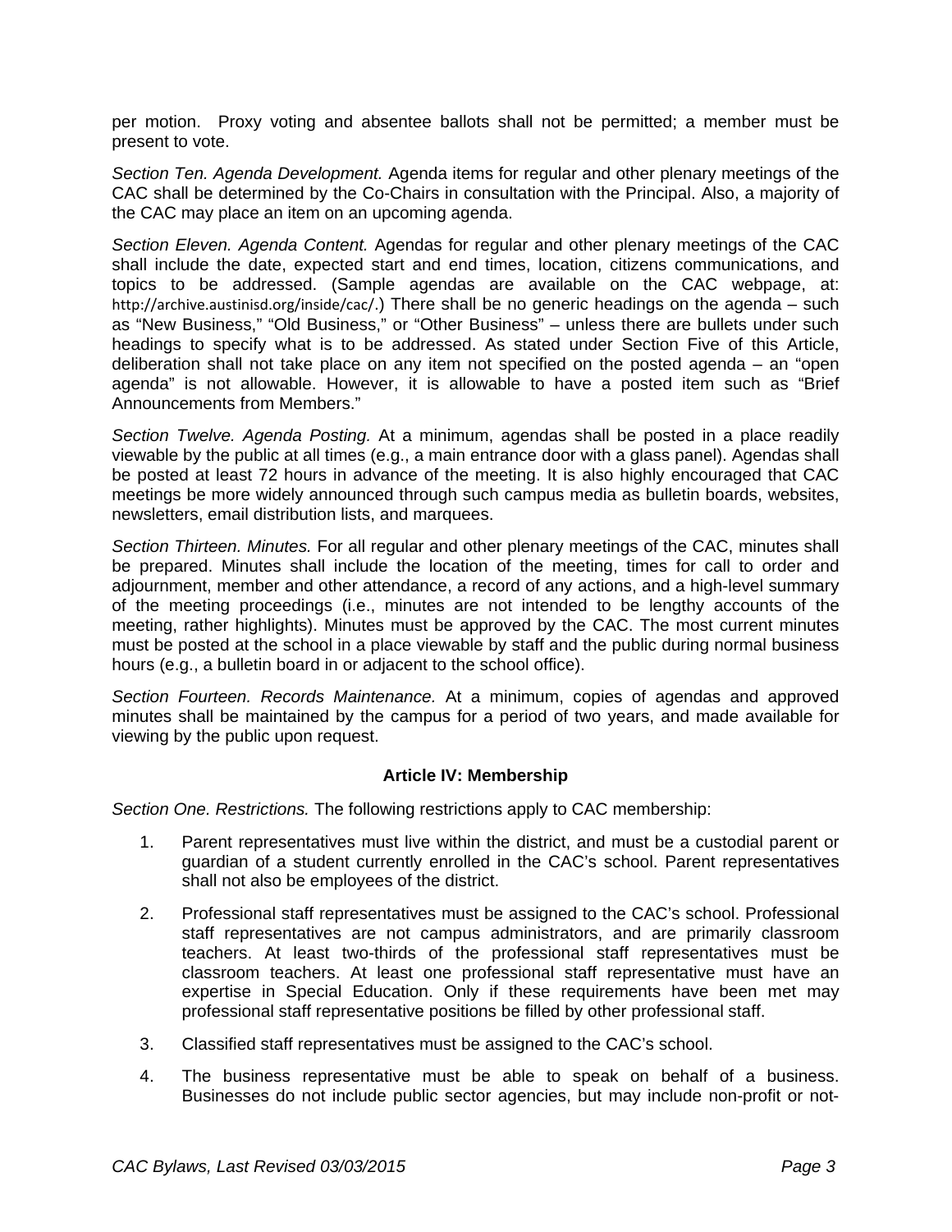per motion. Proxy voting and absentee ballots shall not be permitted; a member must be present to vote.

*Section Ten. Agenda Development.* Agenda items for regular and other plenary meetings of the CAC shall be determined by the Co-Chairs in consultation with the Principal. Also, a majority of the CAC may place an item on an upcoming agenda.

*Section Eleven. Agenda Content.* Agendas for regular and other plenary meetings of the CAC shall include the date, expected start and end times, location, citizens communications, and topics to be addressed. (Sample agendas are available on the CAC webpage, at: http://archive.austinisd.org/inside/cac/.) There shall be no generic headings on the agenda – such as "New Business," "Old Business," or "Other Business" – unless there are bullets under such headings to specify what is to be addressed. As stated under Section Five of this Article, deliberation shall not take place on any item not specified on the posted agenda – an "open agenda" is not allowable. However, it is allowable to have a posted item such as "Brief Announcements from Members."

*Section Twelve. Agenda Posting.* At a minimum, agendas shall be posted in a place readily viewable by the public at all times (e.g., a main entrance door with a glass panel). Agendas shall be posted at least 72 hours in advance of the meeting. It is also highly encouraged that CAC meetings be more widely announced through such campus media as bulletin boards, websites, newsletters, email distribution lists, and marquees.

*Section Thirteen. Minutes.* For all regular and other plenary meetings of the CAC, minutes shall be prepared. Minutes shall include the location of the meeting, times for call to order and adjournment, member and other attendance, a record of any actions, and a high-level summary of the meeting proceedings (i.e., minutes are not intended to be lengthy accounts of the meeting, rather highlights). Minutes must be approved by the CAC. The most current minutes must be posted at the school in a place viewable by staff and the public during normal business hours (e.g., a bulletin board in or adjacent to the school office).

*Section Fourteen. Records Maintenance.* At a minimum, copies of agendas and approved minutes shall be maintained by the campus for a period of two years, and made available for viewing by the public upon request.

## Article IV: Membership

*Section One. Restrictions.* The following restrictions apply to CAC membership:

1. Parent representatives must live within the district, and must be a custodial parent or guardian of a student currently enrolled in the CAC's school. Parent representatives shall not also be employees of the district.

2. Professional staff representatives must be assigned to the CAC's school. Professional staff representatives are not campus administrators, and are primarily classroom teachers. At least two-thirds of the professional staff representatives must be classroom teachers. At least one professional staff representative must have an expertise in Special Education. Only if these requirements have been met may professional staff representative positions be filled by other professional staff.

3. Classified staff representatives must be assigned to the CAC's school.

4. The business representative must be able to speak on behalf of a business. Businesses do not include public sector agencies, but may include non-profit or not-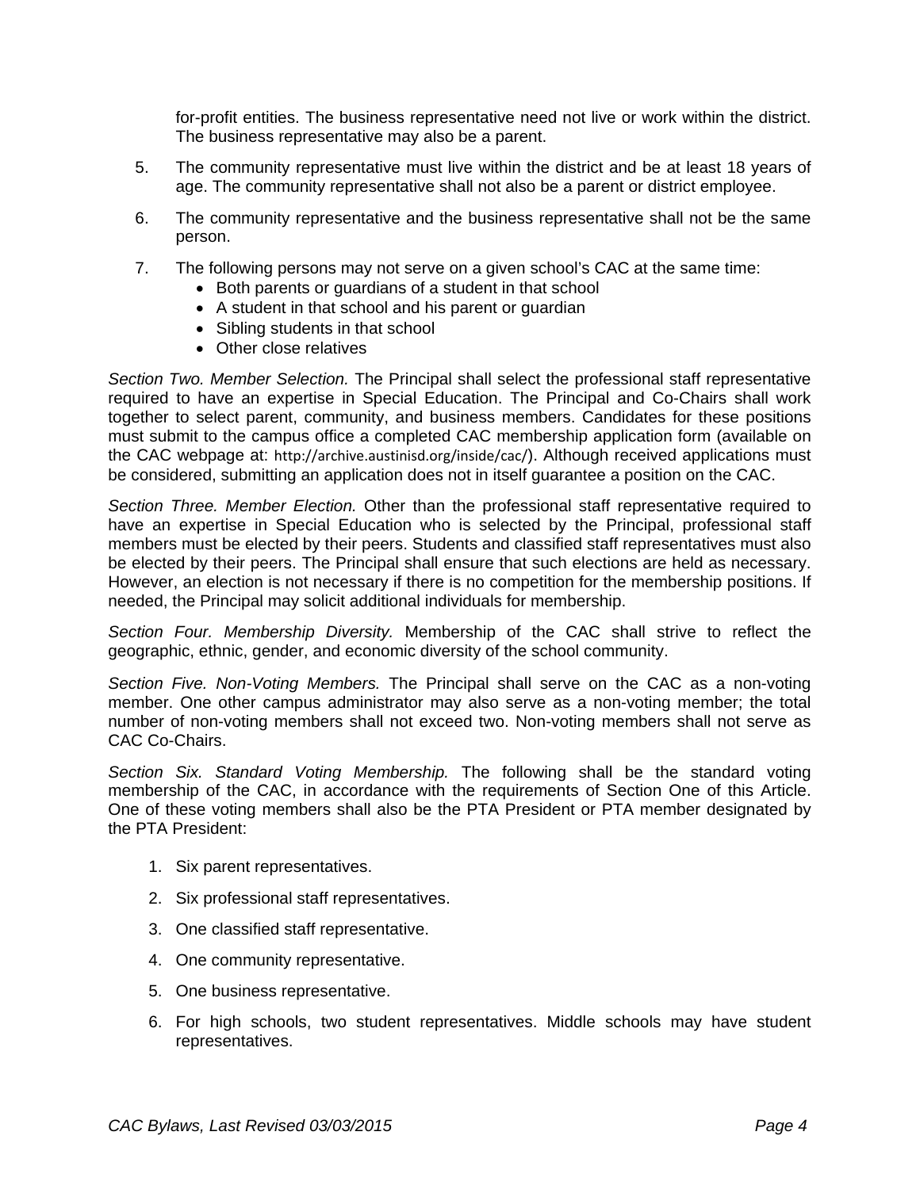for-profit entities. The business representative need not live or work within the district. The business representative may also be a parent.

5. The community representative must live within the district and be at least 18 years of age. The community representative shall not also be a parent or district employee.

6. The community representative and the business representative shall not be the same person.

7. The following persons may not serve on a given school's CAC at the same time:
   - Both parents or guardians of a student in that school
   - A student in that school and his parent or guardian
   - Sibling students in that school
   - Other close relatives

*Section Two. Member Selection.* The Principal shall select the professional staff representative required to have an expertise in Special Education. The Principal and Co-Chairs shall work together to select parent, community, and business members. Candidates for these positions must submit to the campus office a completed CAC membership application form (available on the CAC webpage at: http://archive.austinisd.org/inside/cac/). Although received applications must be considered, submitting an application does not in itself guarantee a position on the CAC.

*Section Three. Member Election.* Other than the professional staff representative required to have an expertise in Special Education who is selected by the Principal, professional staff members must be elected by their peers. Students and classified staff representatives must also be elected by their peers. The Principal shall ensure that such elections are held as necessary. However, an election is not necessary if there is no competition for the membership positions. If needed, the Principal may solicit additional individuals for membership.

*Section Four. Membership Diversity.* Membership of the CAC shall strive to reflect the geographic, ethnic, gender, and economic diversity of the school community.

*Section Five. Non-Voting Members.* The Principal shall serve on the CAC as a non-voting member. One other campus administrator may also serve as a non-voting member; the total number of non-voting members shall not exceed two. Non-voting members shall not serve as CAC Co-Chairs.

*Section Six. Standard Voting Membership.* The following shall be the standard voting membership of the CAC, in accordance with the requirements of Section One of this Article. One of these voting members shall also be the PTA President or PTA member designated by the PTA President:

1. Six parent representatives.

2. Six professional staff representatives.

3. One classified staff representative.

4. One community representative.

5. One business representative.

6. For high schools, two student representatives. Middle schools may have student representatives.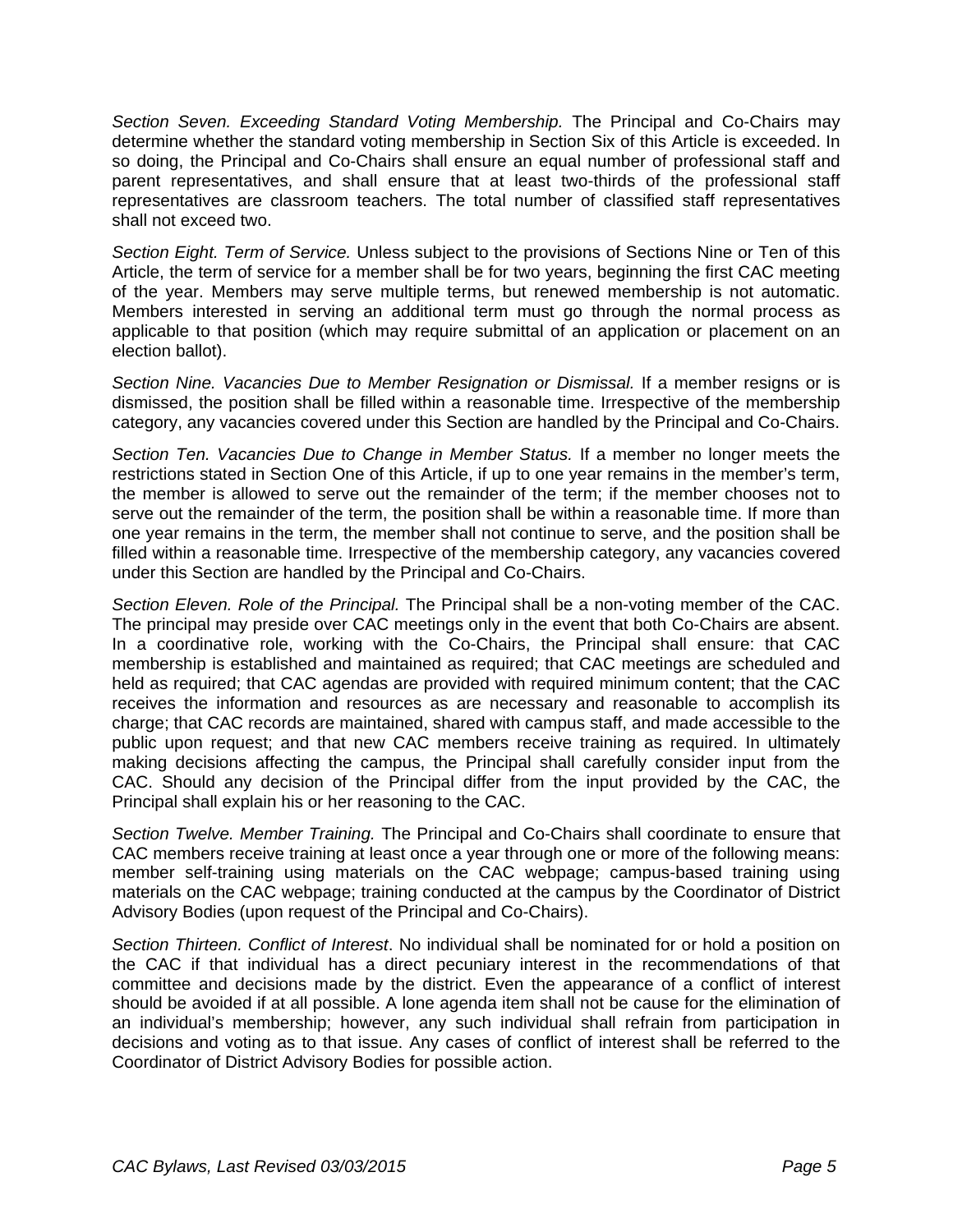*Section Seven. Exceeding Standard Voting Membership.* The Principal and Co-Chairs may determine whether the standard voting membership in Section Six of this Article is exceeded. In so doing, the Principal and Co-Chairs shall ensure an equal number of professional staff and parent representatives, and shall ensure that at least two-thirds of the professional staff representatives are classroom teachers. The total number of classified staff representatives shall not exceed two.

*Section Eight. Term of Service.* Unless subject to the provisions of Sections Nine or Ten of this Article, the term of service for a member shall be for two years, beginning the first CAC meeting of the year. Members may serve multiple terms, but renewed membership is not automatic. Members interested in serving an additional term must go through the normal process as applicable to that position (which may require submittal of an application or placement on an election ballot).

*Section Nine. Vacancies Due to Member Resignation or Dismissal.* If a member resigns or is dismissed, the position shall be filled within a reasonable time. Irrespective of the membership category, any vacancies covered under this Section are handled by the Principal and Co-Chairs.

*Section Ten. Vacancies Due to Change in Member Status.* If a member no longer meets the restrictions stated in Section One of this Article, if up to one year remains in the member's term, the member is allowed to serve out the remainder of the term; if the member chooses not to serve out the remainder of the term, the position shall be within a reasonable time. If more than one year remains in the term, the member shall not continue to serve, and the position shall be filled within a reasonable time. Irrespective of the membership category, any vacancies covered under this Section are handled by the Principal and Co-Chairs.

*Section Eleven. Role of the Principal.* The Principal shall be a non-voting member of the CAC. The principal may preside over CAC meetings only in the event that both Co-Chairs are absent. In a coordinative role, working with the Co-Chairs, the Principal shall ensure: that CAC membership is established and maintained as required; that CAC meetings are scheduled and held as required; that CAC agendas are provided with required minimum content; that the CAC receives the information and resources as are necessary and reasonable to accomplish its charge; that CAC records are maintained, shared with campus staff, and made accessible to the public upon request; and that new CAC members receive training as required. In ultimately making decisions affecting the campus, the Principal shall carefully consider input from the CAC. Should any decision of the Principal differ from the input provided by the CAC, the Principal shall explain his or her reasoning to the CAC.

*Section Twelve. Member Training.* The Principal and Co-Chairs shall coordinate to ensure that CAC members receive training at least once a year through one or more of the following means: member self-training using materials on the CAC webpage; campus-based training using materials on the CAC webpage; training conducted at the campus by the Coordinator of District Advisory Bodies (upon request of the Principal and Co-Chairs).

*Section Thirteen. Conflict of Interest*. No individual shall be nominated for or hold a position on the CAC if that individual has a direct pecuniary interest in the recommendations of that committee and decisions made by the district. Even the appearance of a conflict of interest should be avoided if at all possible. A lone agenda item shall not be cause for the elimination of an individual's membership; however, any such individual shall refrain from participation in decisions and voting as to that issue. Any cases of conflict of interest shall be referred to the Coordinator of District Advisory Bodies for possible action.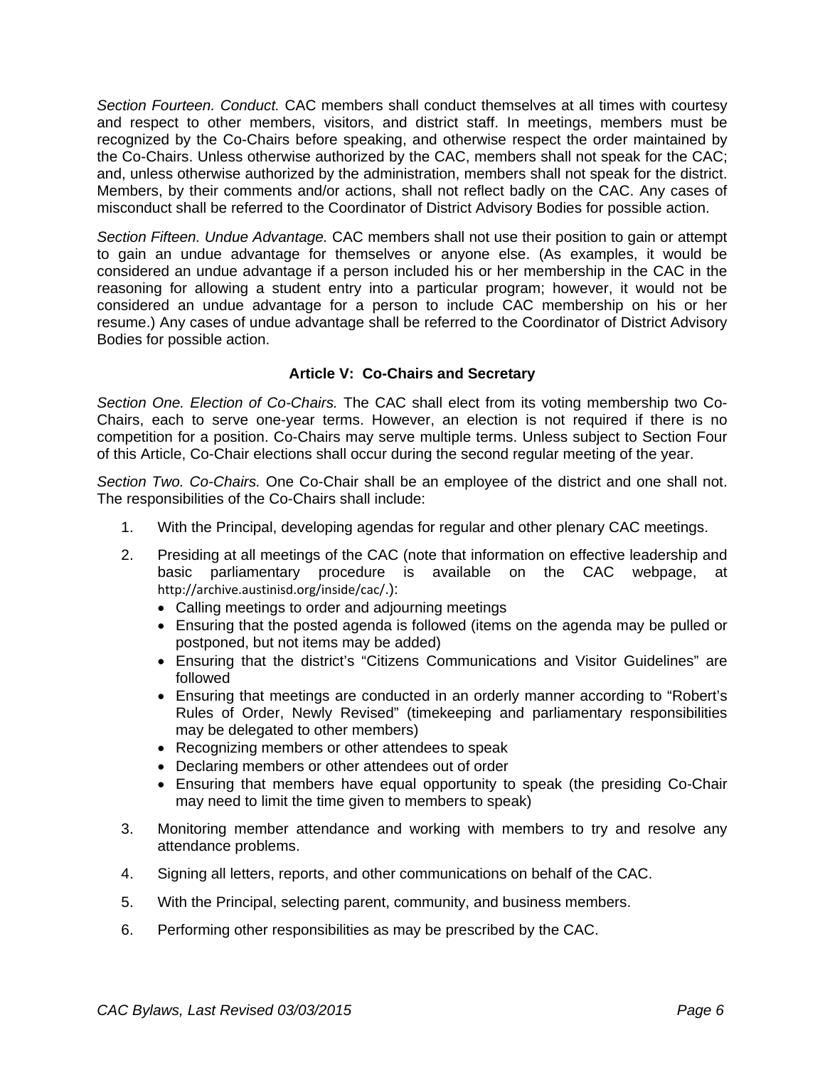*Section Fourteen. Conduct.* CAC members shall conduct themselves at all times with courtesy and respect to other members, visitors, and district staff. In meetings, members must be recognized by the Co-Chairs before speaking, and otherwise respect the order maintained by the Co-Chairs. Unless otherwise authorized by the CAC, members shall not speak for the CAC; and, unless otherwise authorized by the administration, members shall not speak for the district. Members, by their comments and/or actions, shall not reflect badly on the CAC. Any cases of misconduct shall be referred to the Coordinator of District Advisory Bodies for possible action.

*Section Fifteen. Undue Advantage.* CAC members shall not use their position to gain or attempt to gain an undue advantage for themselves or anyone else. (As examples, it would be considered an undue advantage if a person included his or her membership in the CAC in the reasoning for allowing a student entry into a particular program; however, it would not be considered an undue advantage for a person to include CAC membership on his or her resume.) Any cases of undue advantage shall be referred to the Coordinator of District Advisory Bodies for possible action.

## Article V: Co-Chairs and Secretary

*Section One. Election of Co-Chairs.* The CAC shall elect from its voting membership two Co-Chairs, each to serve one-year terms. However, an election is not required if there is no competition for a position. Co-Chairs may serve multiple terms. Unless subject to Section Four of this Article, Co-Chair elections shall occur during the second regular meeting of the year.

*Section Two. Co-Chairs.* One Co-Chair shall be an employee of the district and one shall not. The responsibilities of the Co-Chairs shall include:

1. With the Principal, developing agendas for regular and other plenary CAC meetings.
2. Presiding at all meetings of the CAC (note that information on effective leadership and basic parliamentary procedure is available on the CAC webpage, at http://archive.austinisd.org/inside/cac/.):
   - Calling meetings to order and adjourning meetings
   - Ensuring that the posted agenda is followed (items on the agenda may be pulled or postponed, but not items may be added)
   - Ensuring that the district's "Citizens Communications and Visitor Guidelines" are followed
   - Ensuring that meetings are conducted in an orderly manner according to "Robert's Rules of Order, Newly Revised" (timekeeping and parliamentary responsibilities may be delegated to other members)
   - Recognizing members or other attendees to speak
   - Declaring members or other attendees out of order
   - Ensuring that members have equal opportunity to speak (the presiding Co-Chair may need to limit the time given to members to speak)
3. Monitoring member attendance and working with members to try and resolve any attendance problems.
4. Signing all letters, reports, and other communications on behalf of the CAC.
5. With the Principal, selecting parent, community, and business members.
6. Performing other responsibilities as may be prescribed by the CAC.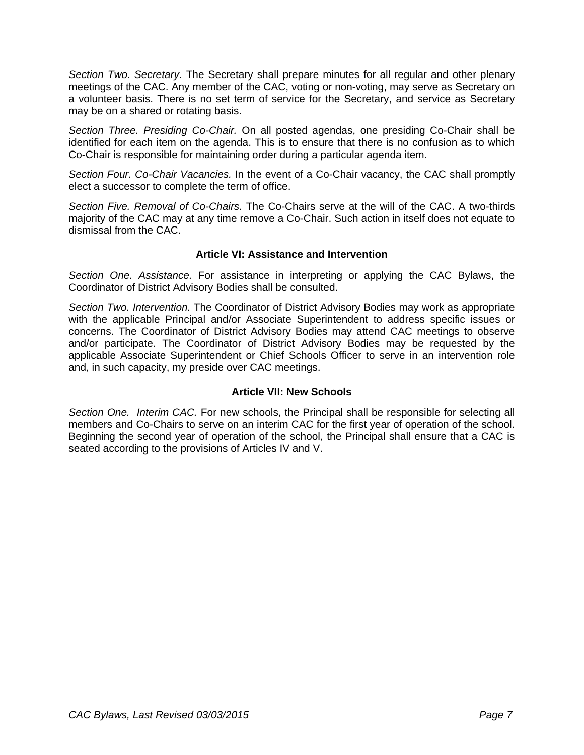*Section Two. Secretary.* The Secretary shall prepare minutes for all regular and other plenary meetings of the CAC. Any member of the CAC, voting or non-voting, may serve as Secretary on a volunteer basis. There is no set term of service for the Secretary, and service as Secretary may be on a shared or rotating basis.

*Section Three. Presiding Co-Chair.* On all posted agendas, one presiding Co-Chair shall be identified for each item on the agenda. This is to ensure that there is no confusion as to which Co-Chair is responsible for maintaining order during a particular agenda item.

*Section Four. Co-Chair Vacancies.* In the event of a Co-Chair vacancy, the CAC shall promptly elect a successor to complete the term of office.

*Section Five. Removal of Co-Chairs.* The Co-Chairs serve at the will of the CAC. A two-thirds majority of the CAC may at any time remove a Co-Chair. Such action in itself does not equate to dismissal from the CAC.

### Article VI: Assistance and Intervention

*Section One. Assistance.* For assistance in interpreting or applying the CAC Bylaws, the Coordinator of District Advisory Bodies shall be consulted.

*Section Two. Intervention.* The Coordinator of District Advisory Bodies may work as appropriate with the applicable Principal and/or Associate Superintendent to address specific issues or concerns. The Coordinator of District Advisory Bodies may attend CAC meetings to observe and/or participate. The Coordinator of District Advisory Bodies may be requested by the applicable Associate Superintendent or Chief Schools Officer to serve in an intervention role and, in such capacity, my preside over CAC meetings.

### Article VII: New Schools

*Section One. Interim CAC.* For new schools, the Principal shall be responsible for selecting all members and Co-Chairs to serve on an interim CAC for the first year of operation of the school. Beginning the second year of operation of the school, the Principal shall ensure that a CAC is seated according to the provisions of Articles IV and V.